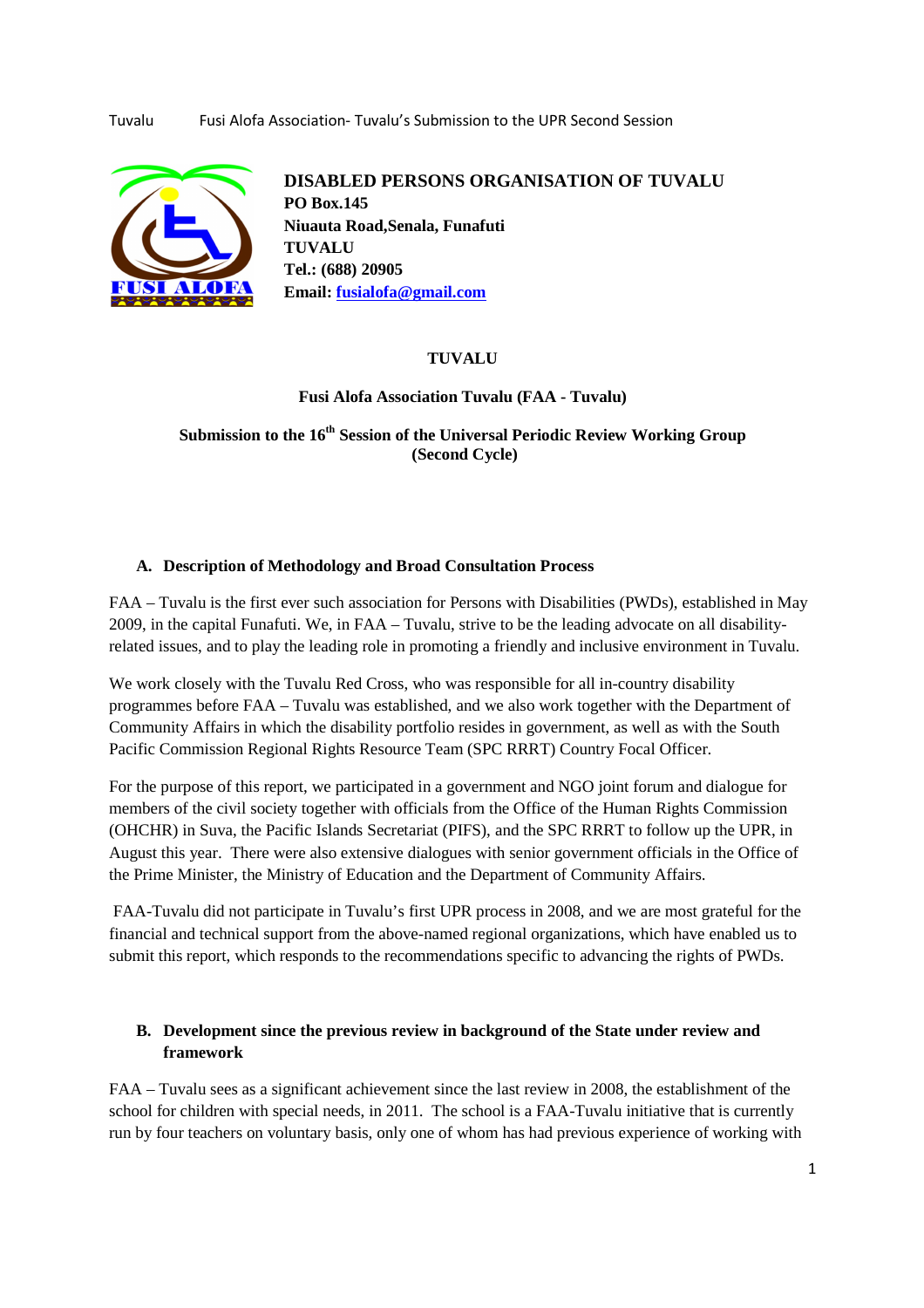**DISABLED PERSONS ORGANISATION OF TUVALU**
**PO Box.145**
**Niuauta Road,Senala, Funafuti**
**TUVALU**
**Tel.: (688) 20905**
**Email: fusialofa@gmail.com**

# TUVALU

## Fusi Alofa Association Tuvalu (FAA - Tuvalu)

## Submission to the 16th Session of the Universal Periodic Review Working Group (Second Cycle)

### A. Description of Methodology and Broad Consultation Process

FAA – Tuvalu is the first ever such association for Persons with Disabilities (PWDs), established in May 2009, in the capital Funafuti. We, in FAA – Tuvalu, strive to be the leading advocate on all disability-related issues, and to play the leading role in promoting a friendly and inclusive environment in Tuvalu.

We work closely with the Tuvalu Red Cross, who was responsible for all in-country disability programmes before FAA – Tuvalu was established, and we also work together with the Department of Community Affairs in which the disability portfolio resides in government, as well as with the South Pacific Commission Regional Rights Resource Team (SPC RRRT) Country Focal Officer.

For the purpose of this report, we participated in a government and NGO joint forum and dialogue for members of the civil society together with officials from the Office of the Human Rights Commission (OHCHR) in Suva, the Pacific Islands Secretariat (PIFS), and the SPC RRRT to follow up the UPR, in August this year. There were also extensive dialogues with senior government officials in the Office of the Prime Minister, the Ministry of Education and the Department of Community Affairs.

FAA-Tuvalu did not participate in Tuvalu's first UPR process in 2008, and we are most grateful for the financial and technical support from the above-named regional organizations, which have enabled us to submit this report, which responds to the recommendations specific to advancing the rights of PWDs.

### B. Development since the previous review in background of the State under review and framework

FAA – Tuvalu sees as a significant achievement since the last review in 2008, the establishment of the school for children with special needs, in 2011. The school is a FAA-Tuvalu initiative that is currently run by four teachers on voluntary basis, only one of whom has had previous experience of working with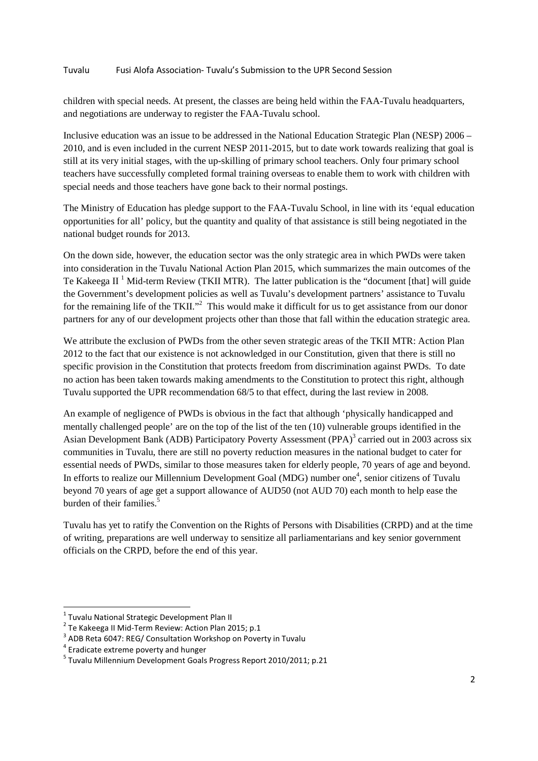children with special needs. At present, the classes are being held within the FAA-Tuvalu headquarters, and negotiations are underway to register the FAA-Tuvalu school.

Inclusive education was an issue to be addressed in the National Education Strategic Plan (NESP) 2006 – 2010, and is even included in the current NESP 2011-2015, but to date work towards realizing that goal is still at its very initial stages, with the up-skilling of primary school teachers. Only four primary school teachers have successfully completed formal training overseas to enable them to work with children with special needs and those teachers have gone back to their normal postings.

The Ministry of Education has pledge support to the FAA-Tuvalu School, in line with its 'equal education opportunities for all' policy, but the quantity and quality of that assistance is still being negotiated in the national budget rounds for 2013.

On the down side, however, the education sector was the only strategic area in which PWDs were taken into consideration in the Tuvalu National Action Plan 2015, which summarizes the main outcomes of the Te Kakeega II [1] Mid-term Review (TKII MTR). The latter publication is the "document [that] will guide the Government's development policies as well as Tuvalu's development partners' assistance to Tuvalu for the remaining life of the TKII."[2] This would make it difficult for us to get assistance from our donor partners for any of our development projects other than those that fall within the education strategic area.

We attribute the exclusion of PWDs from the other seven strategic areas of the TKII MTR: Action Plan 2012 to the fact that our existence is not acknowledged in our Constitution, given that there is still no specific provision in the Constitution that protects freedom from discrimination against PWDs. To date no action has been taken towards making amendments to the Constitution to protect this right, although Tuvalu supported the UPR recommendation 68/5 to that effect, during the last review in 2008.

An example of negligence of PWDs is obvious in the fact that although 'physically handicapped and mentally challenged people' are on the top of the list of the ten (10) vulnerable groups identified in the Asian Development Bank (ADB) Participatory Poverty Assessment (PPA)[3] carried out in 2003 across six communities in Tuvalu, there are still no poverty reduction measures in the national budget to cater for essential needs of PWDs, similar to those measures taken for elderly people, 70 years of age and beyond. In efforts to realize our Millennium Development Goal (MDG) number one[4], senior citizens of Tuvalu beyond 70 years of age get a support allowance of AUD50 (not AUD 70) each month to help ease the burden of their families.[5]

Tuvalu has yet to ratify the Convention on the Rights of Persons with Disabilities (CRPD) and at the time of writing, preparations are well underway to sensitize all parliamentarians and key senior government officials on the CRPD, before the end of this year.

---

[1] Tuvalu National Strategic Development Plan II

[2] Te Kakeega II Mid-Term Review: Action Plan 2015; p.1

[3] ADB Reta 6047: REG/ Consultation Workshop on Poverty in Tuvalu

[4] Eradicate extreme poverty and hunger

[5] Tuvalu Millennium Development Goals Progress Report 2010/2011; p.21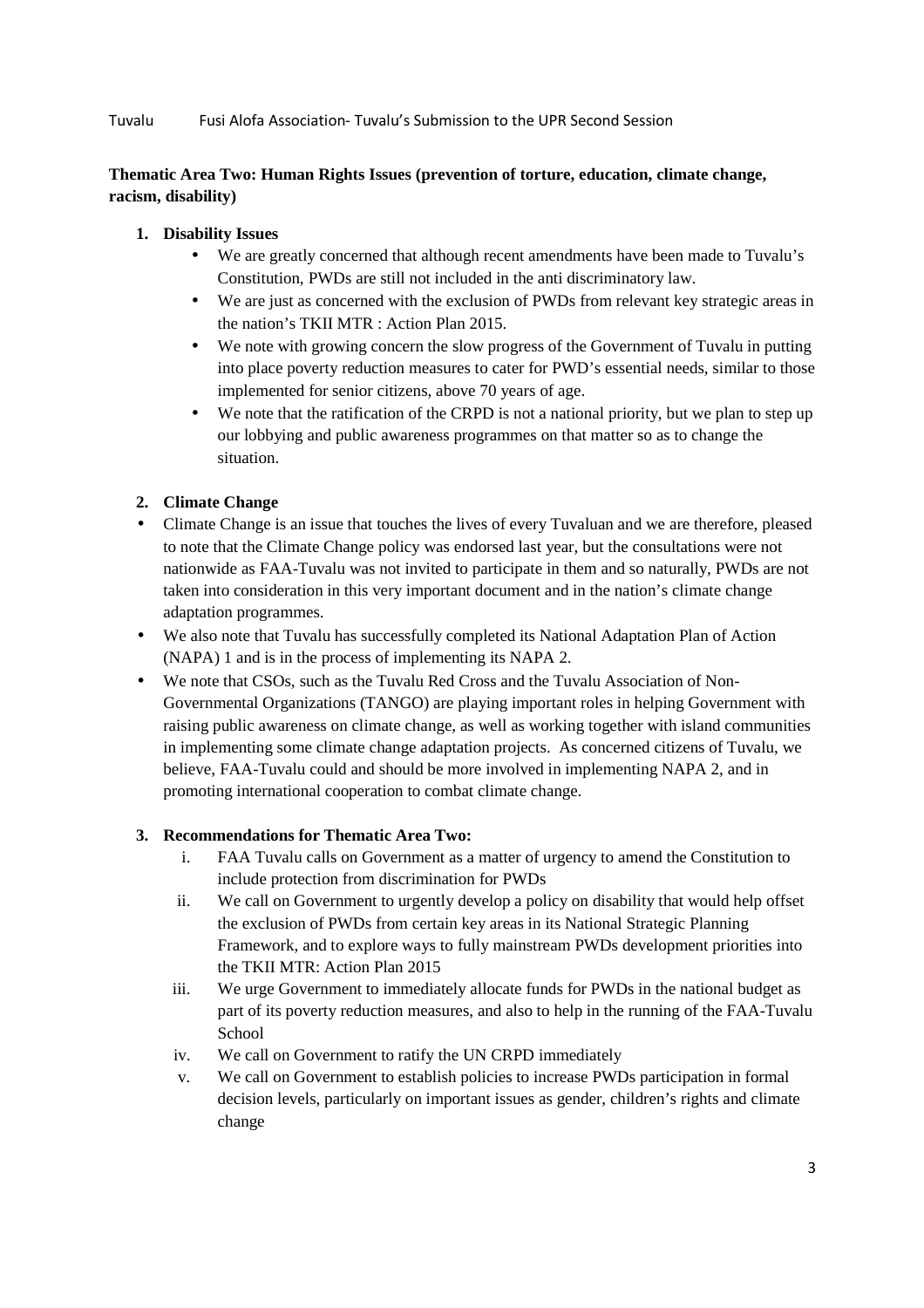Tuvalu Fusi Alofa Association- Tuvalu's Submission to the UPR Second Session

**Thematic Area Two: Human Rights Issues (prevention of torture, education, climate change, racism, disability)**

1. **Disability Issues**
   - We are greatly concerned that although recent amendments have been made to Tuvalu's Constitution, PWDs are still not included in the anti discriminatory law.
   - We are just as concerned with the exclusion of PWDs from relevant key strategic areas in the nation's TKII MTR : Action Plan 2015.
   - We note with growing concern the slow progress of the Government of Tuvalu in putting into place poverty reduction measures to cater for PWD's essential needs, similar to those implemented for senior citizens, above 70 years of age.
   - We note that the ratification of the CRPD is not a national priority, but we plan to step up our lobbying and public awareness programmes on that matter so as to change the situation.

2. **Climate Change**

- Climate Change is an issue that touches the lives of every Tuvaluan and we are therefore, pleased to note that the Climate Change policy was endorsed last year, but the consultations were not nationwide as FAA-Tuvalu was not invited to participate in them and so naturally, PWDs are not taken into consideration in this very important document and in the nation's climate change adaptation programmes.
- We also note that Tuvalu has successfully completed its National Adaptation Plan of Action (NAPA) 1 and is in the process of implementing its NAPA 2.
- We note that CSOs, such as the Tuvalu Red Cross and the Tuvalu Association of Non-Governmental Organizations (TANGO) are playing important roles in helping Government with raising public awareness on climate change, as well as working together with island communities in implementing some climate change adaptation projects. As concerned citizens of Tuvalu, we believe, FAA-Tuvalu could and should be more involved in implementing NAPA 2, and in promoting international cooperation to combat climate change.

3. **Recommendations for Thematic Area Two:**
   1. FAA Tuvalu calls on Government as a matter of urgency to amend the Constitution to include protection from discrimination for PWDs
   2. We call on Government to urgently develop a policy on disability that would help offset the exclusion of PWDs from certain key areas in its National Strategic Planning Framework, and to explore ways to fully mainstream PWDs development priorities into the TKII MTR: Action Plan 2015
   3. We urge Government to immediately allocate funds for PWDs in the national budget as part of its poverty reduction measures, and also to help in the running of the FAA-Tuvalu School
   4. We call on Government to ratify the UN CRPD immediately
   5. We call on Government to establish policies to increase PWDs participation in formal decision levels, particularly on important issues as gender, children's rights and climate change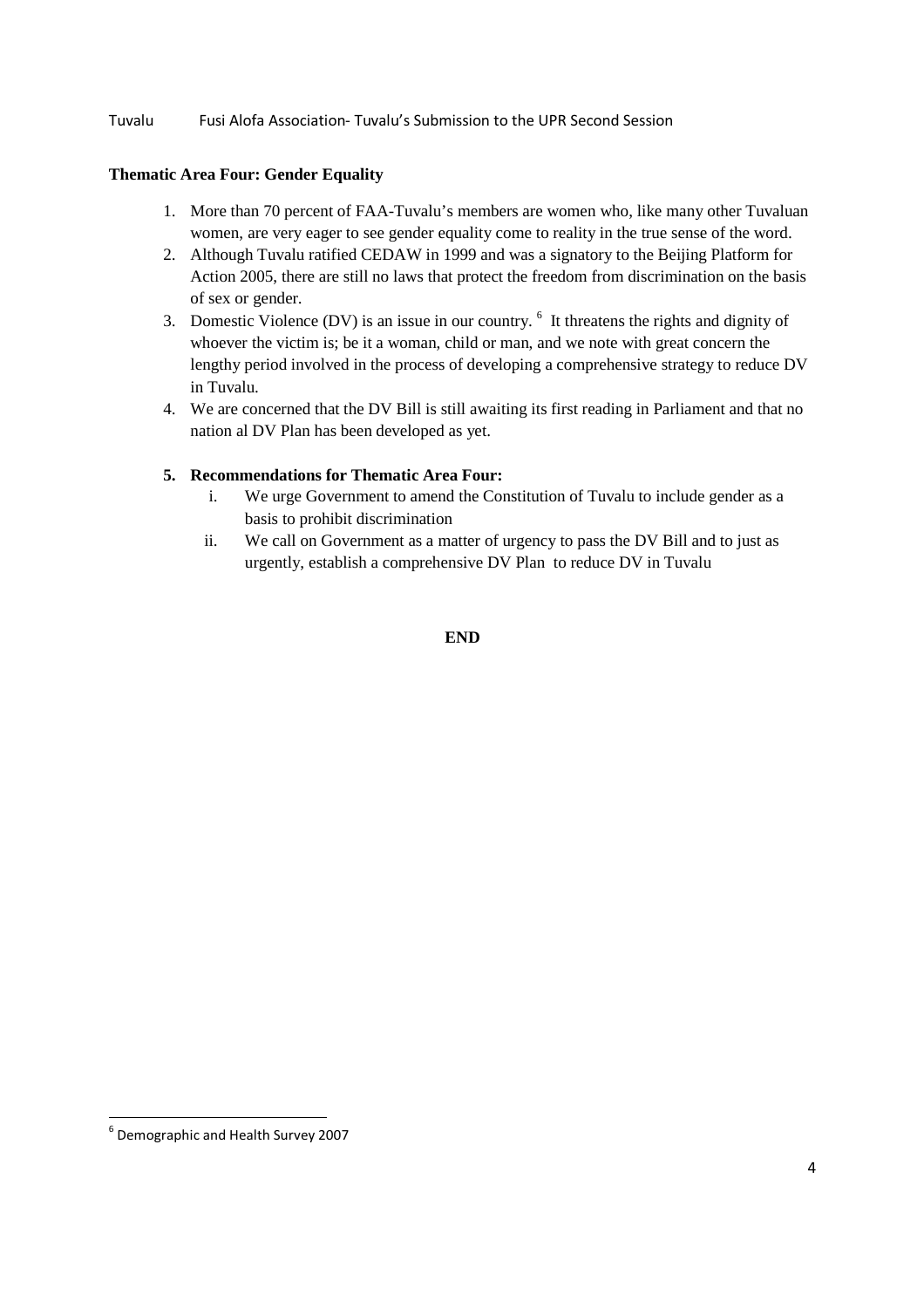**Thematic Area Four: Gender Equality**

1. More than 70 percent of FAA-Tuvalu's members are women who, like many other Tuvaluan women, are very eager to see gender equality come to reality in the true sense of the word.
2. Although Tuvalu ratified CEDAW in 1999 and was a signatory to the Beijing Platform for Action 2005, there are still no laws that protect the freedom from discrimination on the basis of sex or gender.
3. Domestic Violence (DV) is an issue in our country. [6] It threatens the rights and dignity of whoever the victim is; be it a woman, child or man, and we note with great concern the lengthy period involved in the process of developing a comprehensive strategy to reduce DV in Tuvalu.
4. We are concerned that the DV Bill is still awaiting its first reading in Parliament and that no nation al DV Plan has been developed as yet.

5. **Recommendations for Thematic Area Four:**
    i. We urge Government to amend the Constitution of Tuvalu to include gender as a basis to prohibit discrimination
    ii. We call on Government as a matter of urgency to pass the DV Bill and to just as urgently, establish a comprehensive DV Plan to reduce DV in Tuvalu

**END**

---

[6] Demographic and Health Survey 2007